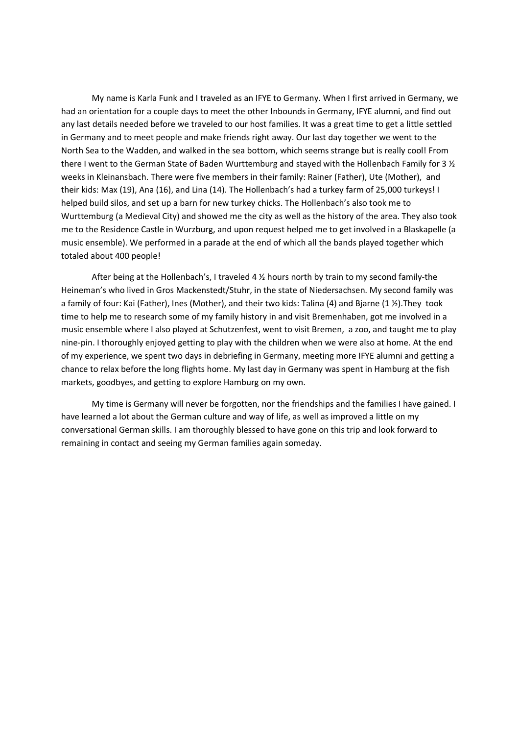My name is Karla Funk and I traveled as an IFYE to Germany. When I first arrived in Germany, we had an orientation for a couple days to meet the other Inbounds in Germany, IFYE alumni, and find out any last details needed before we traveled to our host families. It was a great time to get a little settled in Germany and to meet people and make friends right away. Our last day together we went to the North Sea to the Wadden, and walked in the sea bottom, which seems strange but is really cool! From there I went to the German State of Baden Wurttemburg and stayed with the Hollenbach Family for 3 ½ weeks in Kleinansbach. There were five members in their family: Rainer (Father), Ute (Mother), and their kids: Max (19), Ana (16), and Lina (14). The Hollenbach's had a turkey farm of 25,000 turkeys! I helped build silos, and set up a barn for new turkey chicks. The Hollenbach's also took me to Wurttemburg (a Medieval City) and showed me the city as well as the history of the area. They also took me to the Residence Castle in Wurzburg, and upon request helped me to get involved in a Blaskapelle (a music ensemble). We performed in a parade at the end of which all the bands played together which totaled about 400 people!

After being at the Hollenbach's, I traveled 4 ½ hours north by train to my second family-the Heineman's who lived in Gros Mackenstedt/Stuhr, in the state of Niedersachsen. My second family was a family of four: Kai (Father), Ines (Mother), and their two kids: Talina (4) and Bjarne (1 ½).They took time to help me to research some of my family history in and visit Bremenhaben, got me involved in a music ensemble where I also played at Schutzenfest, went to visit Bremen, a zoo, and taught me to play nine-pin. I thoroughly enjoyed getting to play with the children when we were also at home. At the end of my experience, we spent two days in debriefing in Germany, meeting more IFYE alumni and getting a chance to relax before the long flights home. My last day in Germany was spent in Hamburg at the fish markets, goodbyes, and getting to explore Hamburg on my own.

My time is Germany will never be forgotten, nor the friendships and the families I have gained. I have learned a lot about the German culture and way of life, as well as improved a little on my conversational German skills. I am thoroughly blessed to have gone on this trip and look forward to remaining in contact and seeing my German families again someday.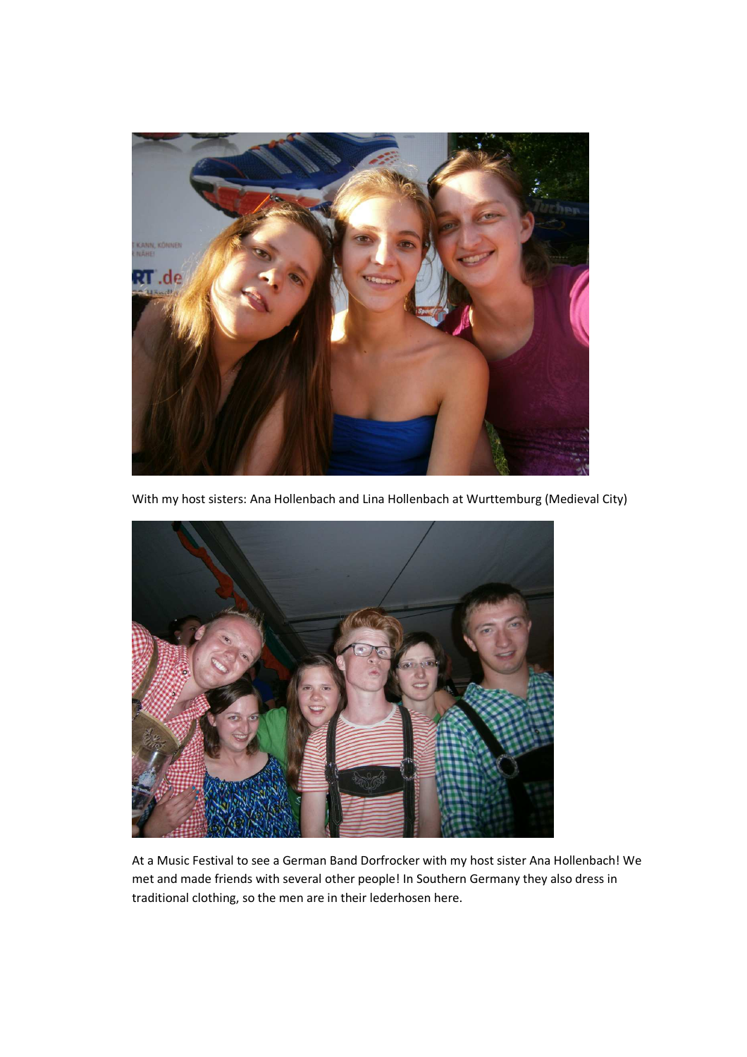With my host sisters: Ana Hollenbach and Lina Hollenbach at Wurttemburg (Medieval City)

At a Music Festival to see a German Band Dorfrocker with my host sister Ana Hollenbach! We met and made friends with several other people! In Southern Germany they also dress in traditional clothing, so the men are in their lederhosen here.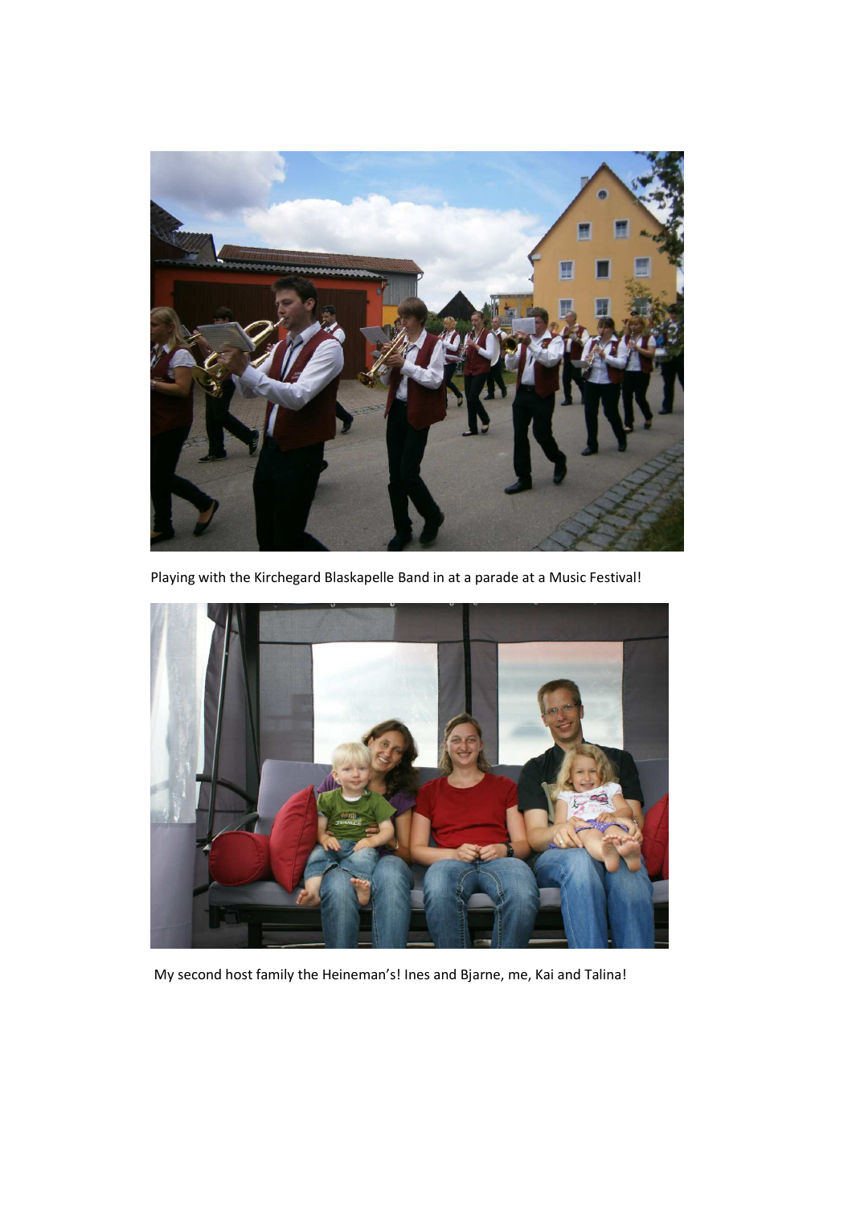Playing with the Kirchegard Blaskapelle Band in at a parade at a Music Festival!

My second host family the Heineman's! Ines and Bjarne, me, Kai and Talina!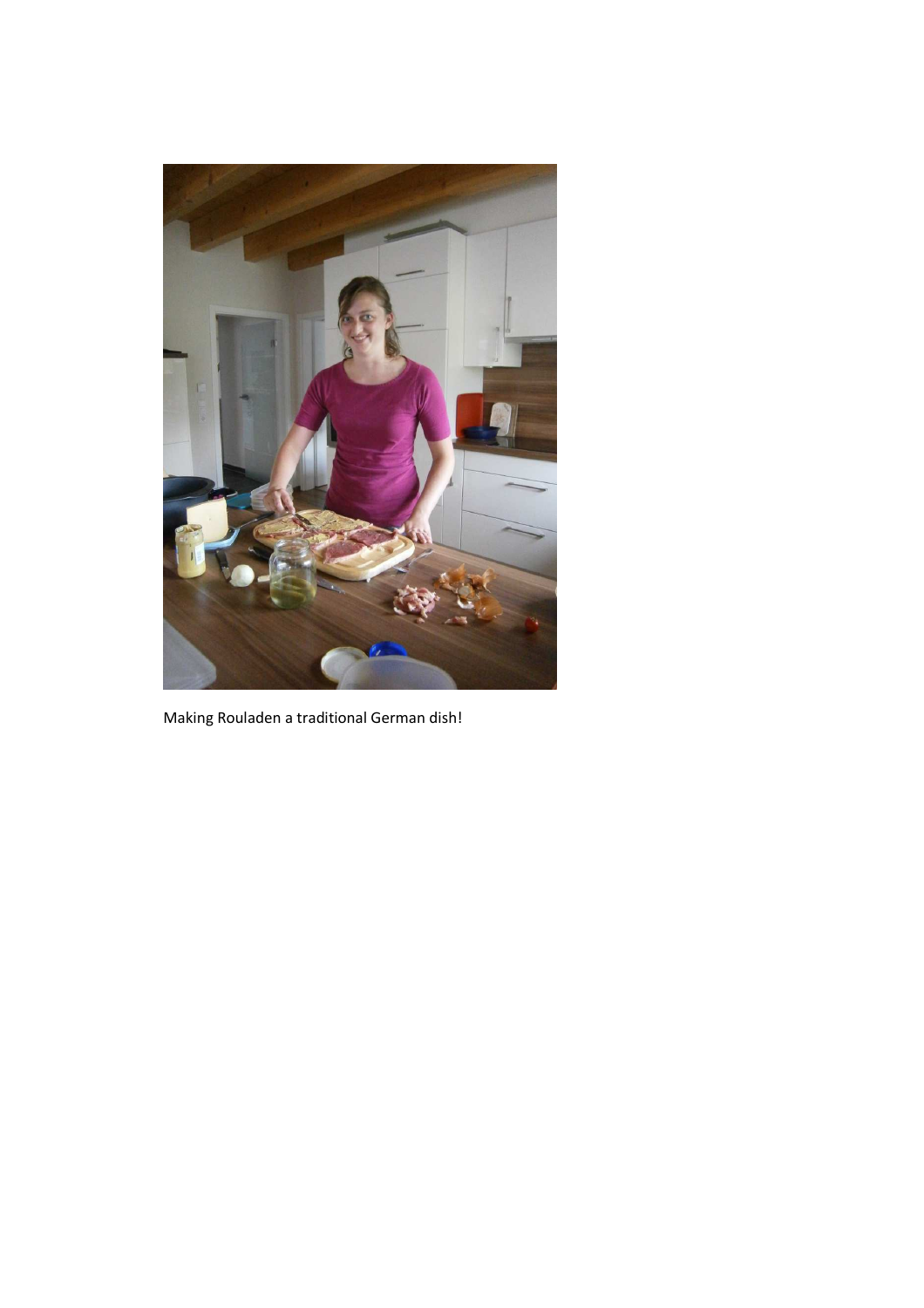Making Rouladen a traditional German dish!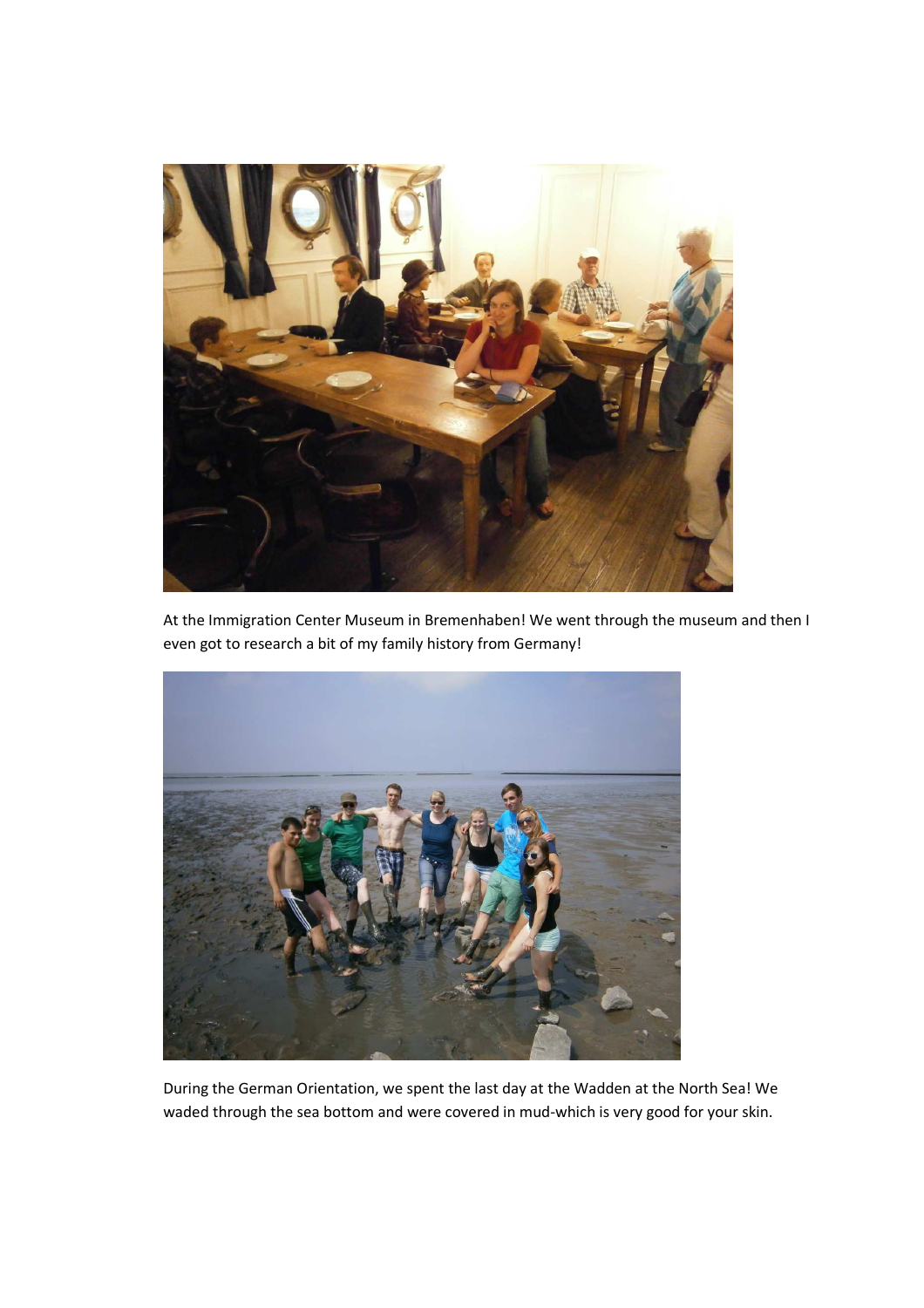At the Immigration Center Museum in Bremenhaben! We went through the museum and then I even got to research a bit of my family history from Germany!

During the German Orientation, we spent the last day at the Wadden at the North Sea! We waded through the sea bottom and were covered in mud-which is very good for your skin.